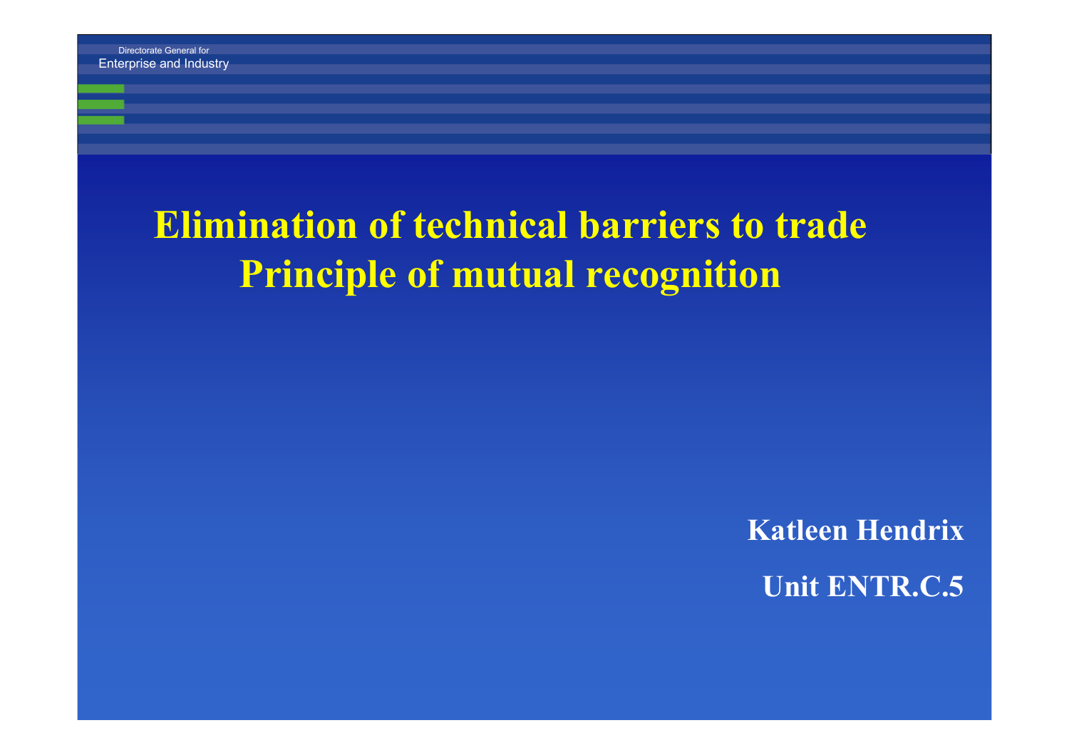Directorate General for
Enterprise and Industry

# Elimination of technical barriers to trade
# Principle of mutual recognition

**Katleen Hendrix**

**Unit ENTR.C.5**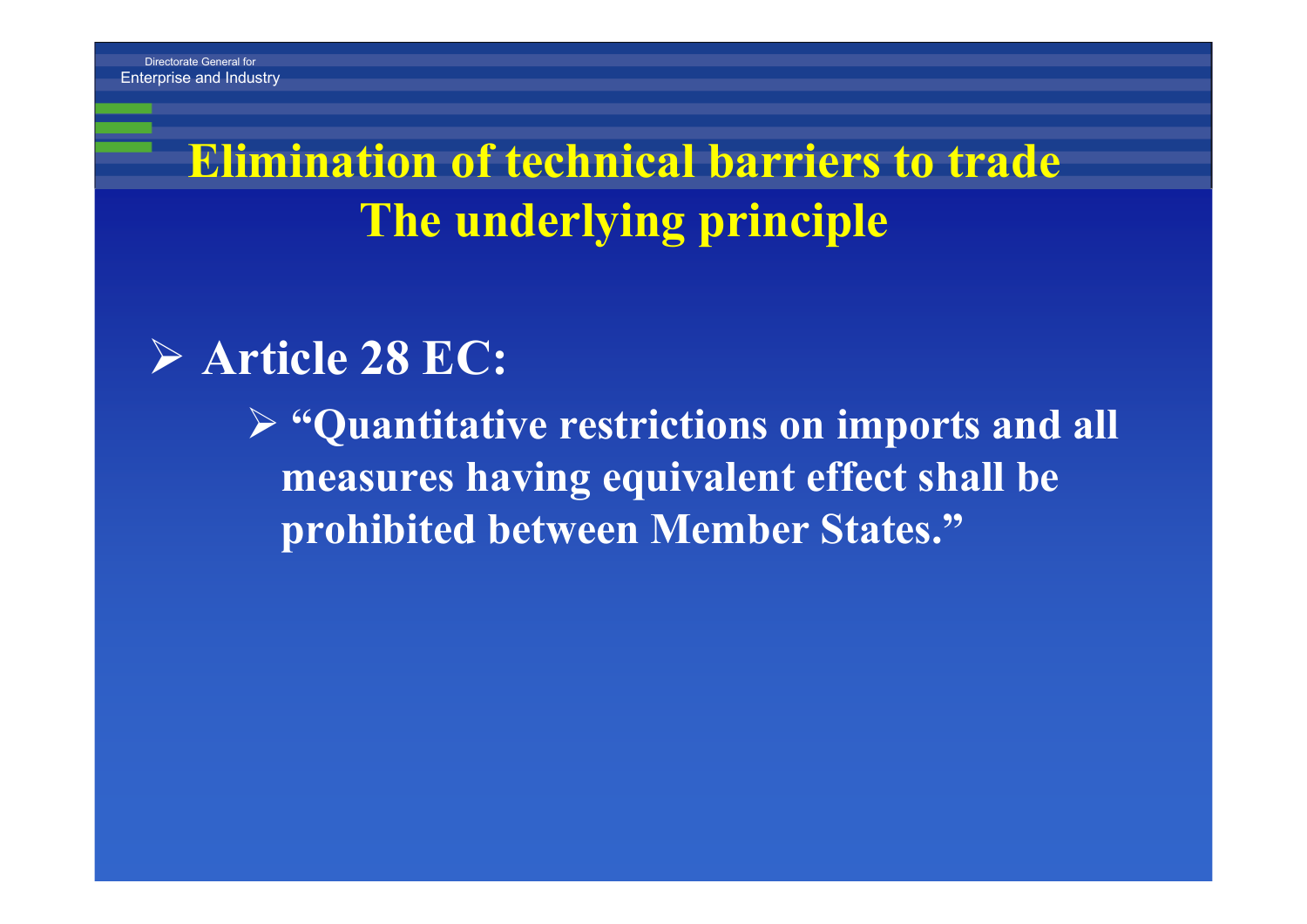# Elimination of technical barriers to trade
## The underlying principle

- **Article 28 EC:**
  - **"Quantitative restrictions on imports and all measures having equivalent effect shall be prohibited between Member States."**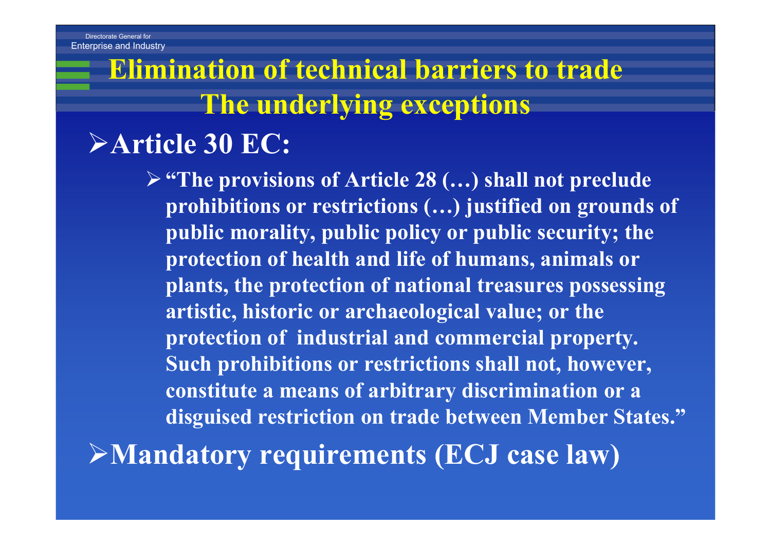# Elimination of technical barriers to trade
## The underlying exceptions

- **Article 30 EC:**
  - **"The provisions of Article 28 (…) shall not preclude prohibitions or restrictions (…) justified on grounds of public morality, public policy or public security; the protection of health and life of humans, animals or plants, the protection of national treasures possessing artistic, historic or archaeological value; or the protection of industrial and commercial property. Such prohibitions or restrictions shall not, however, constitute a means of arbitrary discrimination or a disguised restriction on trade between Member States."**
- **Mandatory requirements (ECJ case law)**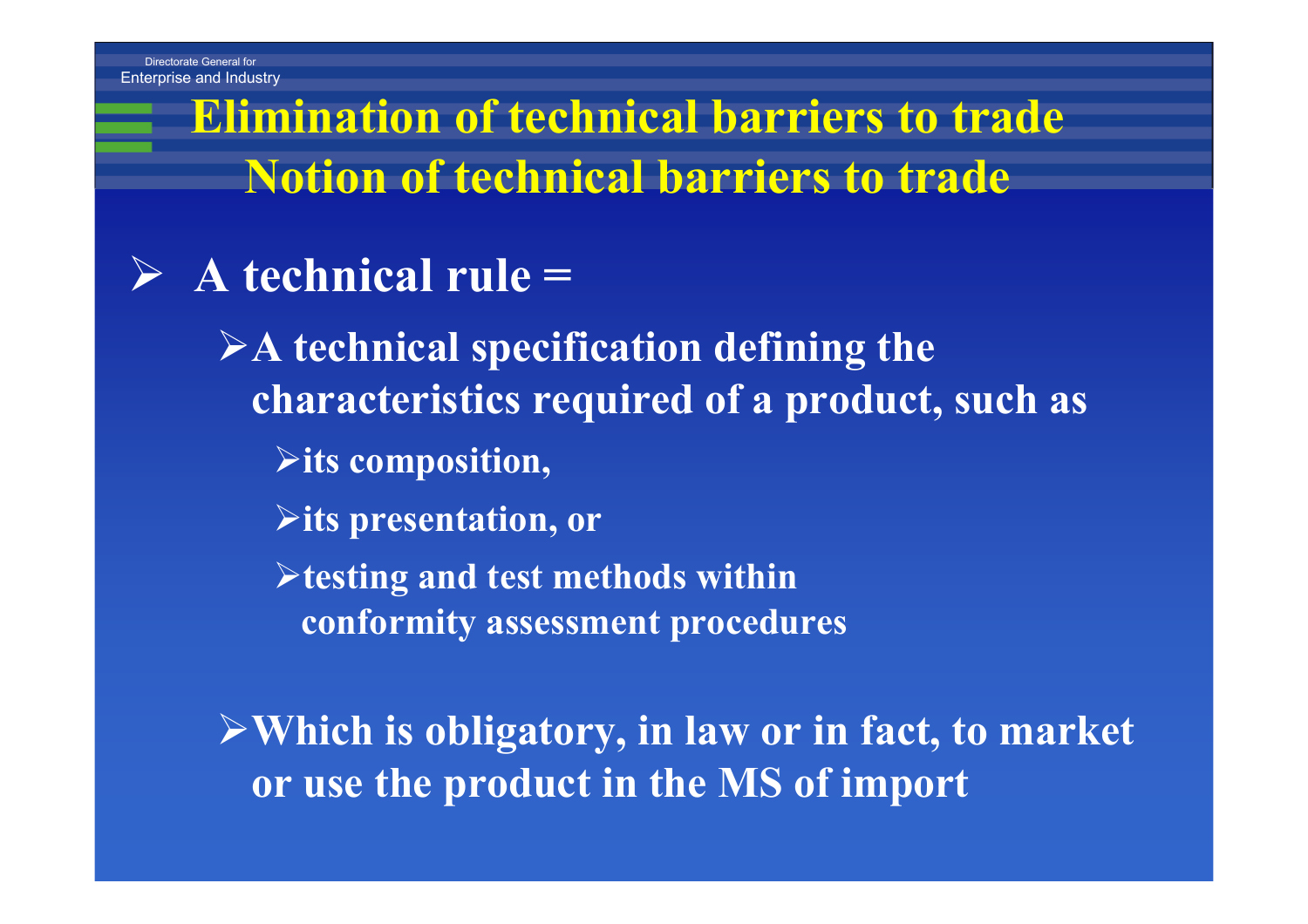# Elimination of technical barriers to trade
## Notion of technical barriers to trade

- **A technical rule =**
  - **A technical specification defining the characteristics required of a product, such as**
    - **its composition,**
    - **its presentation, or**
    - **testing and test methods within conformity assessment procedures**
  - **Which is obligatory, in law or in fact, to market or use the product in the MS of import**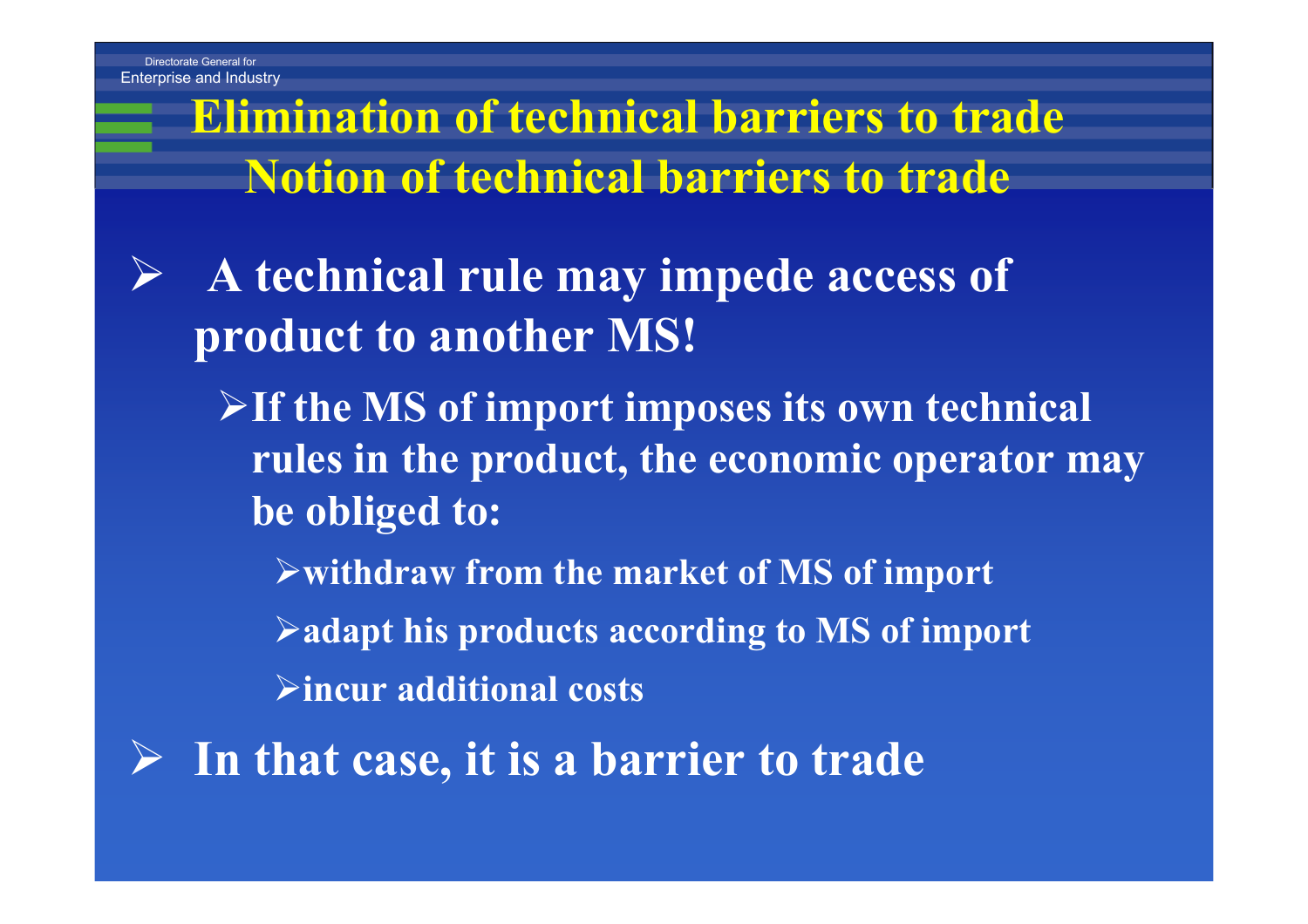# Elimination of technical barriers to trade
## Notion of technical barriers to trade

- **A technical rule may impede access of product to another MS!**
  - **If the MS of import imposes its own technical rules in the product, the economic operator may be obliged to:**
    - **withdraw from the market of MS of import**
    - **adapt his products according to MS of import**
    - **incur additional costs**
- **In that case, it is a barrier to trade**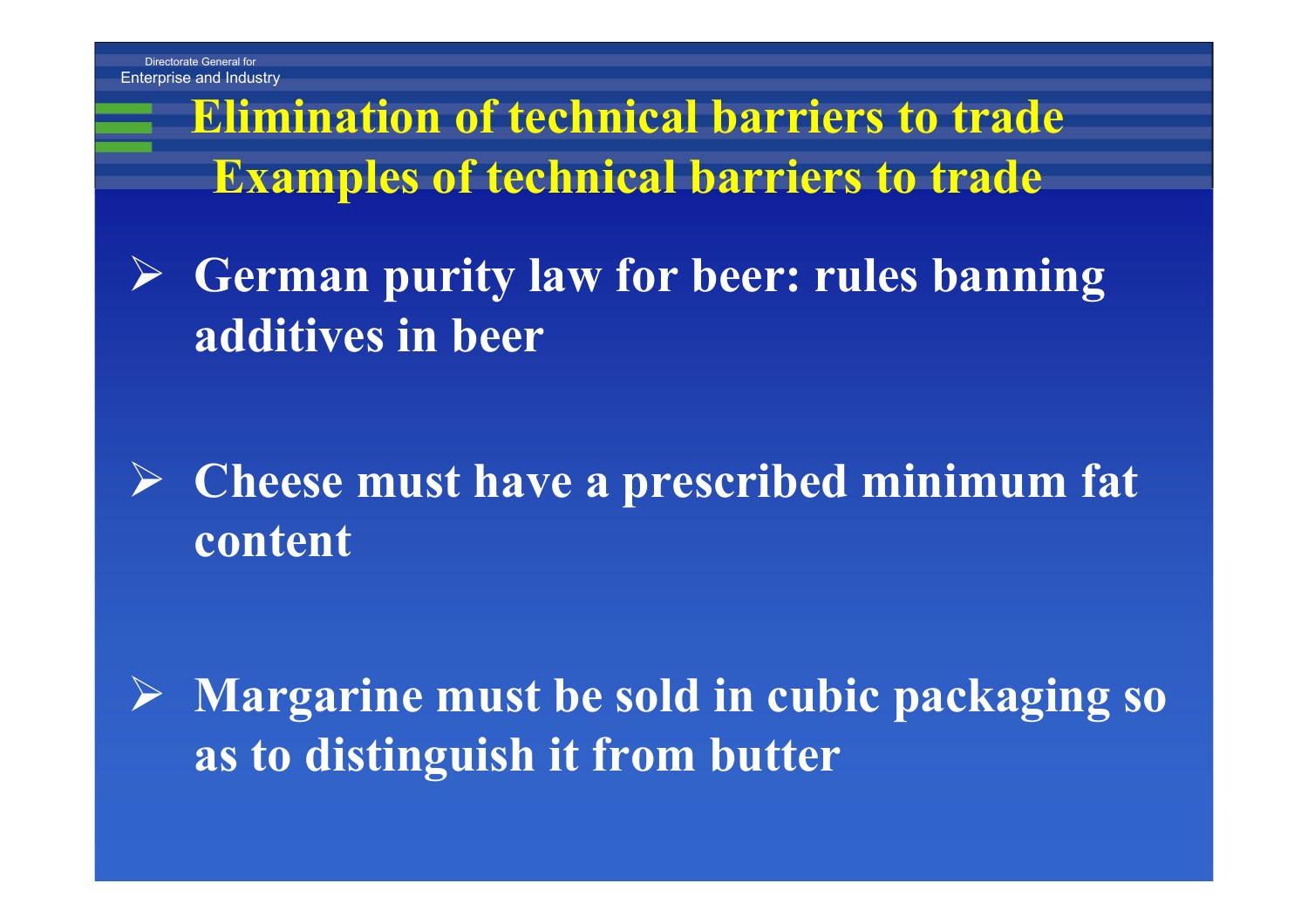# Elimination of technical barriers to trade
## Examples of technical barriers to trade

- **German purity law for beer: rules banning additives in beer**
- **Cheese must have a prescribed minimum fat content**
- **Margarine must be sold in cubic packaging so as to distinguish it from butter**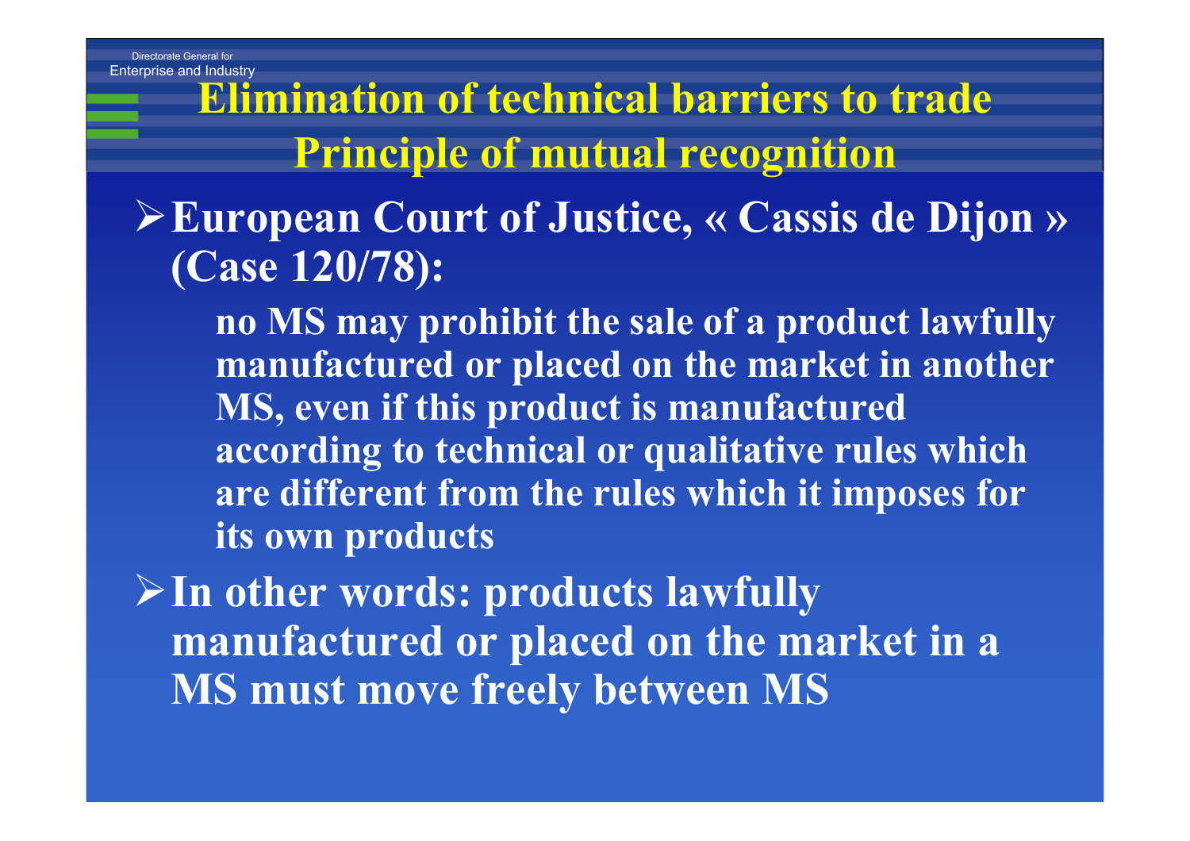# Elimination of technical barriers to trade
## Principle of mutual recognition

- **European Court of Justice, « Cassis de Dijon » (Case 120/78):**

  **no MS may prohibit the sale of a product lawfully manufactured or placed on the market in another MS, even if this product is manufactured according to technical or qualitative rules which are different from the rules which it imposes for its own products**

- **In other words: products lawfully manufactured or placed on the market in a MS must move freely between MS**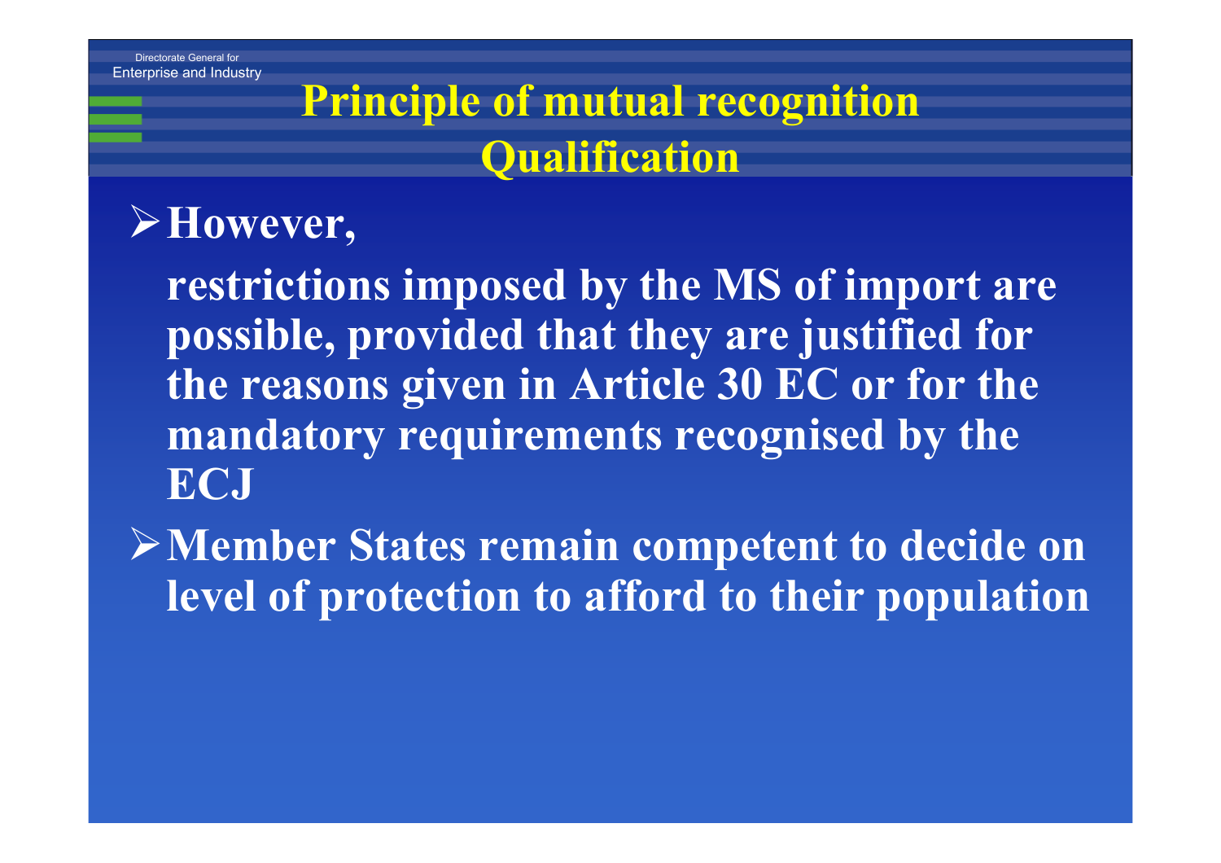# Principle of mutual recognition Qualification

- **However,**

  **restrictions imposed by the MS of import are possible, provided that they are justified for the reasons given in Article 30 EC or for the mandatory requirements recognised by the ECJ**

- **Member States remain competent to decide on level of protection to afford to their population**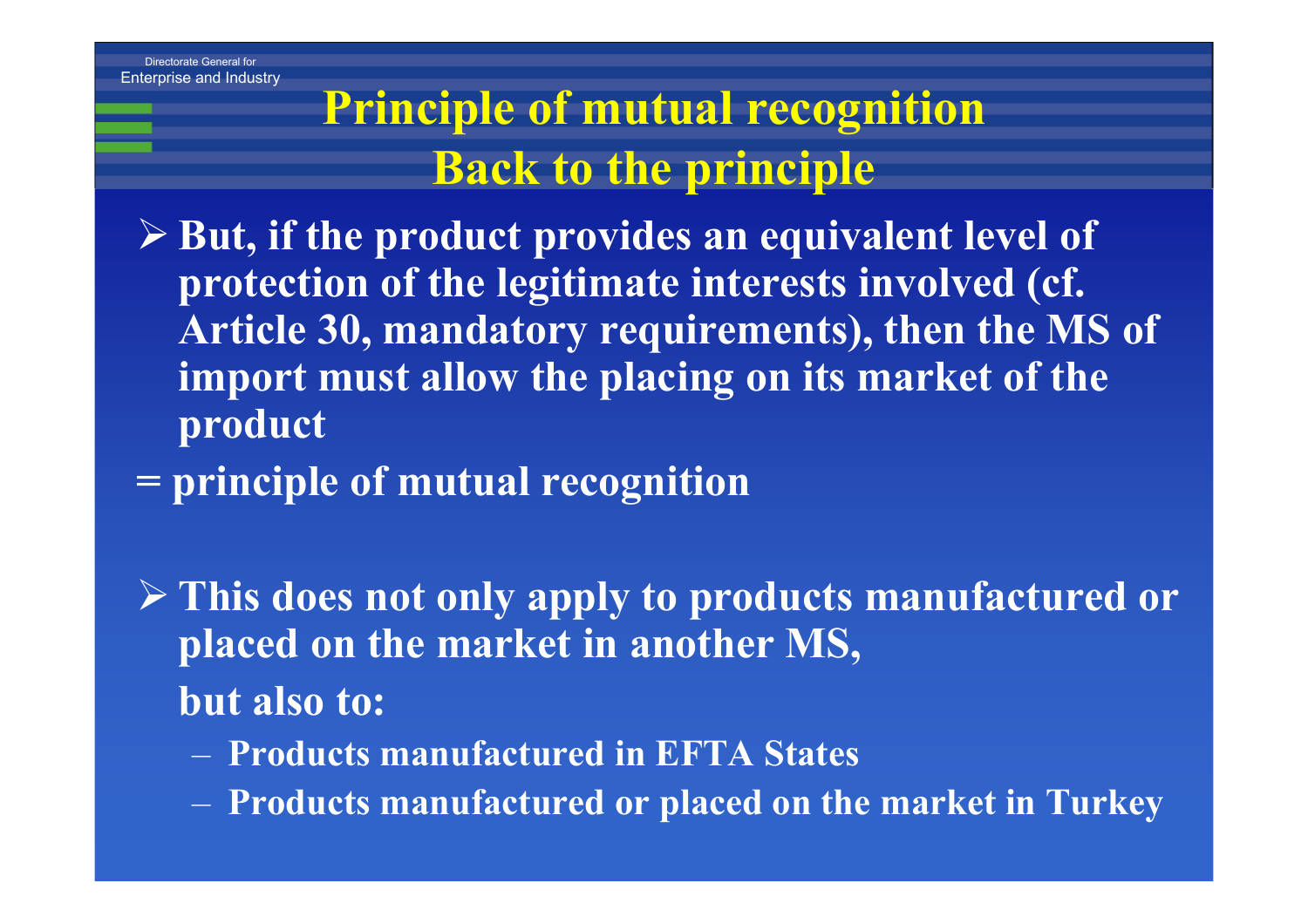# Principle of mutual recognition
## Back to the principle

- **But, if the product provides an equivalent level of protection of the legitimate interests involved (cf. Article 30, mandatory requirements), then the MS of import must allow the placing on its market of the product**

**= principle of mutual recognition**

- **This does not only apply to products manufactured or placed on the market in another MS,**

  **but also to:**

  - **Products manufactured in EFTA States**
  - **Products manufactured or placed on the market in Turkey**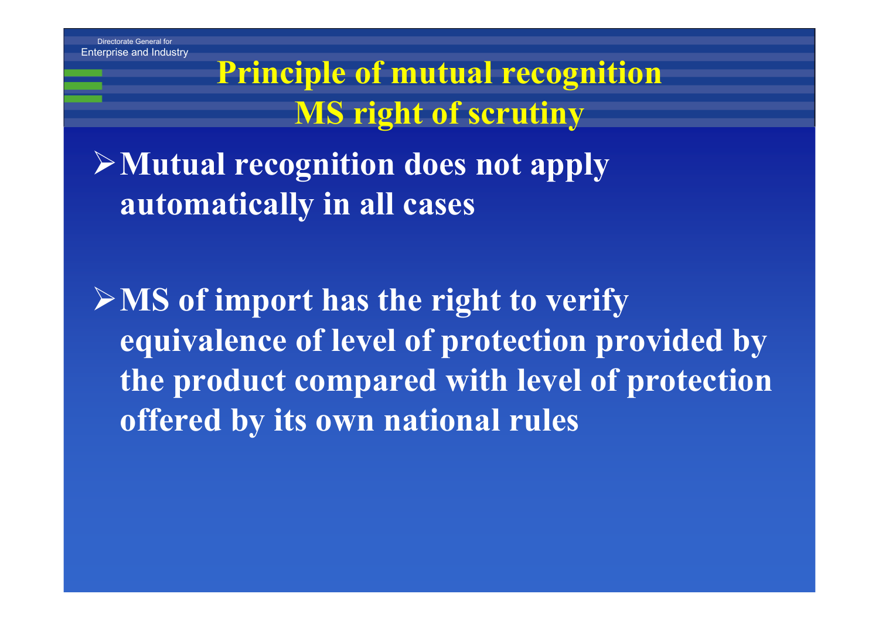# Principle of mutual recognition
# MS right of scrutiny

- **Mutual recognition does not apply automatically in all cases**

- **MS of import has the right to verify equivalence of level of protection provided by the product compared with level of protection offered by its own national rules**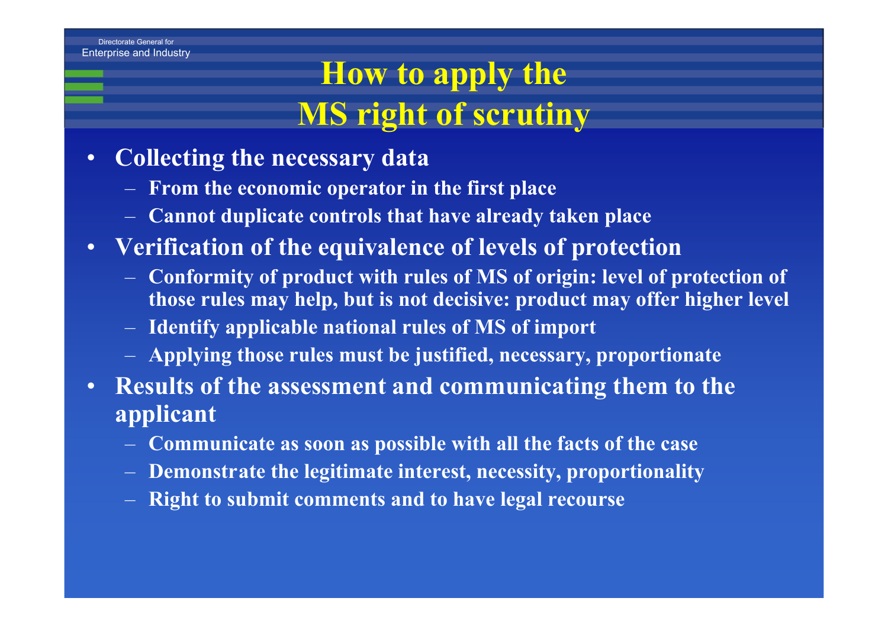# How to apply the MS right of scrutiny

- **Collecting the necessary data**
  - **From the economic operator in the first place**
  - **Cannot duplicate controls that have already taken place**
- **Verification of the equivalence of levels of protection**
  - **Conformity of product with rules of MS of origin: level of protection of those rules may help, but is not decisive: product may offer higher level**
  - **Identify applicable national rules of MS of import**
  - **Applying those rules must be justified, necessary, proportionate**
- **Results of the assessment and communicating them to the applicant**
  - **Communicate as soon as possible with all the facts of the case**
  - **Demonstrate the legitimate interest, necessity, proportionality**
  - **Right to submit comments and to have legal recourse**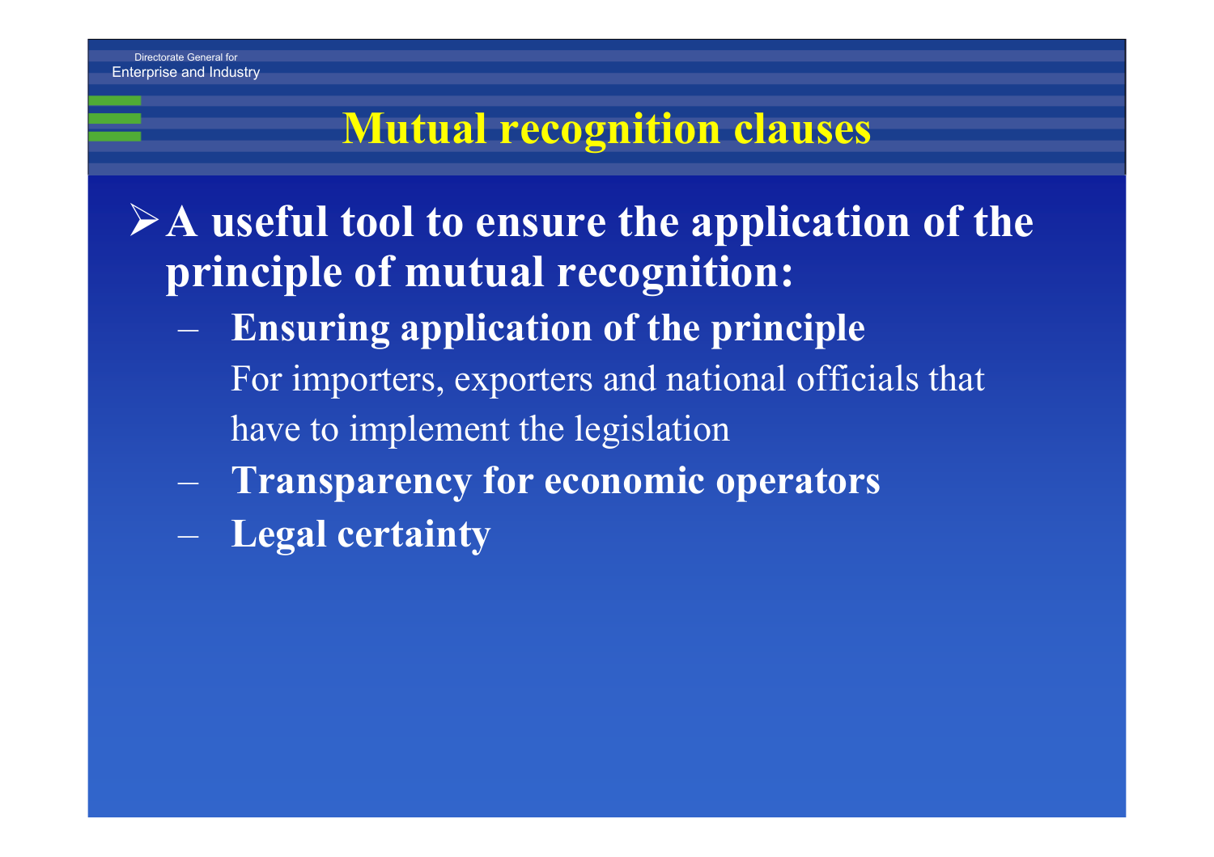# Mutual recognition clauses

- **A useful tool to ensure the application of the principle of mutual recognition:**
  - **Ensuring application of the principle**
    
    For importers, exporters and national officials that have to implement the legislation
  - **Transparency for economic operators**
  - **Legal certainty**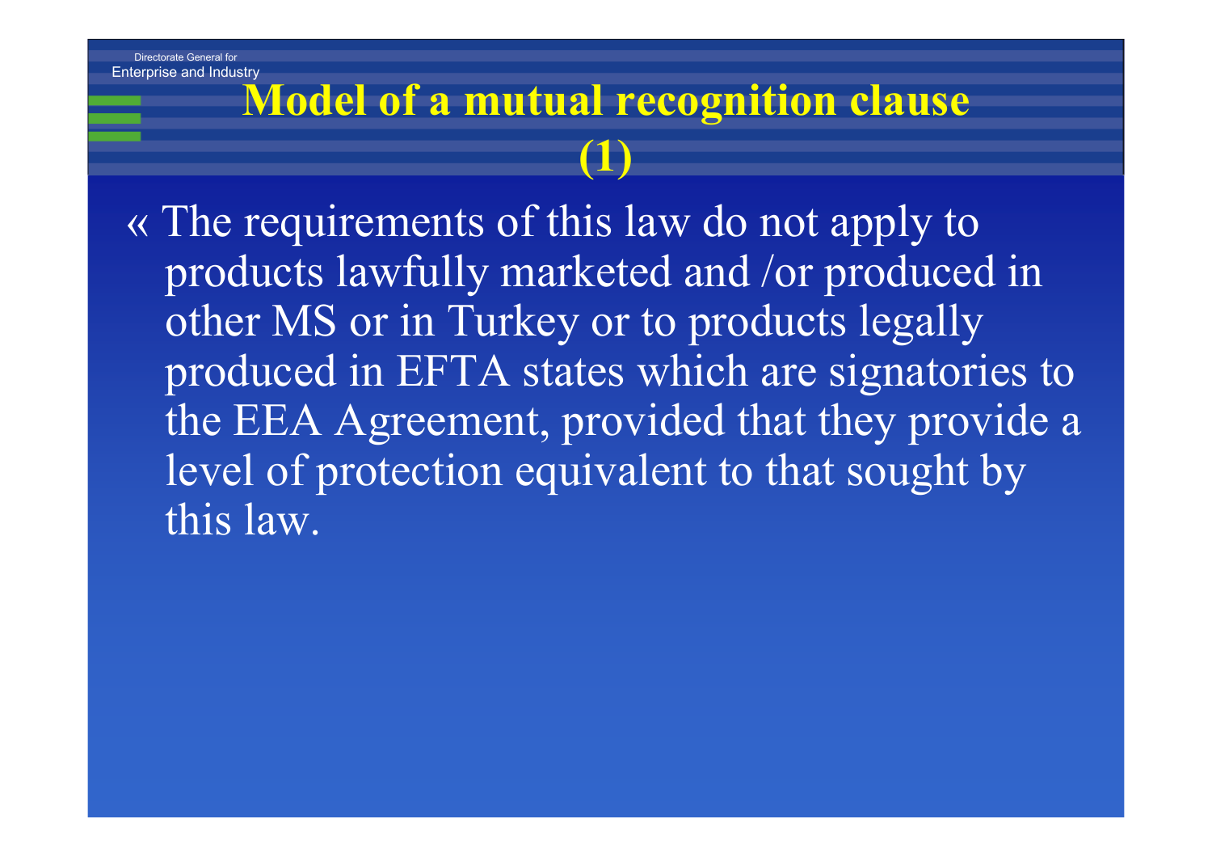# Model of a mutual recognition clause (1)

« The requirements of this law do not apply to products lawfully marketed and /or produced in other MS or in Turkey or to products legally produced in EFTA states which are signatories to the EEA Agreement, provided that they provide a level of protection equivalent to that sought by this law.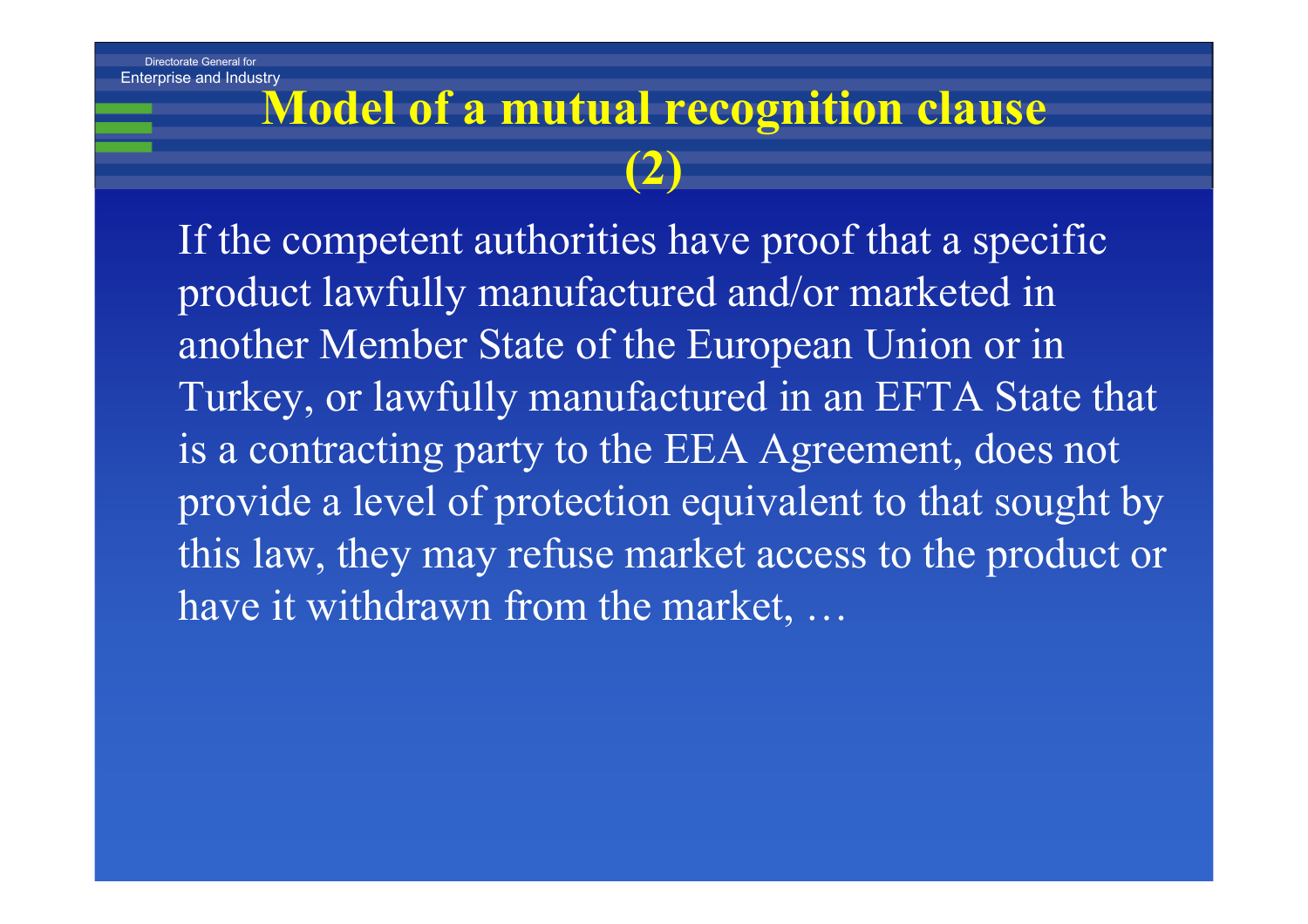# Model of a mutual recognition clause (2)

If the competent authorities have proof that a specific product lawfully manufactured and/or marketed in another Member State of the European Union or in Turkey, or lawfully manufactured in an EFTA State that is a contracting party to the EEA Agreement, does not provide a level of protection equivalent to that sought by this law, they may refuse market access to the product or have it withdrawn from the market, …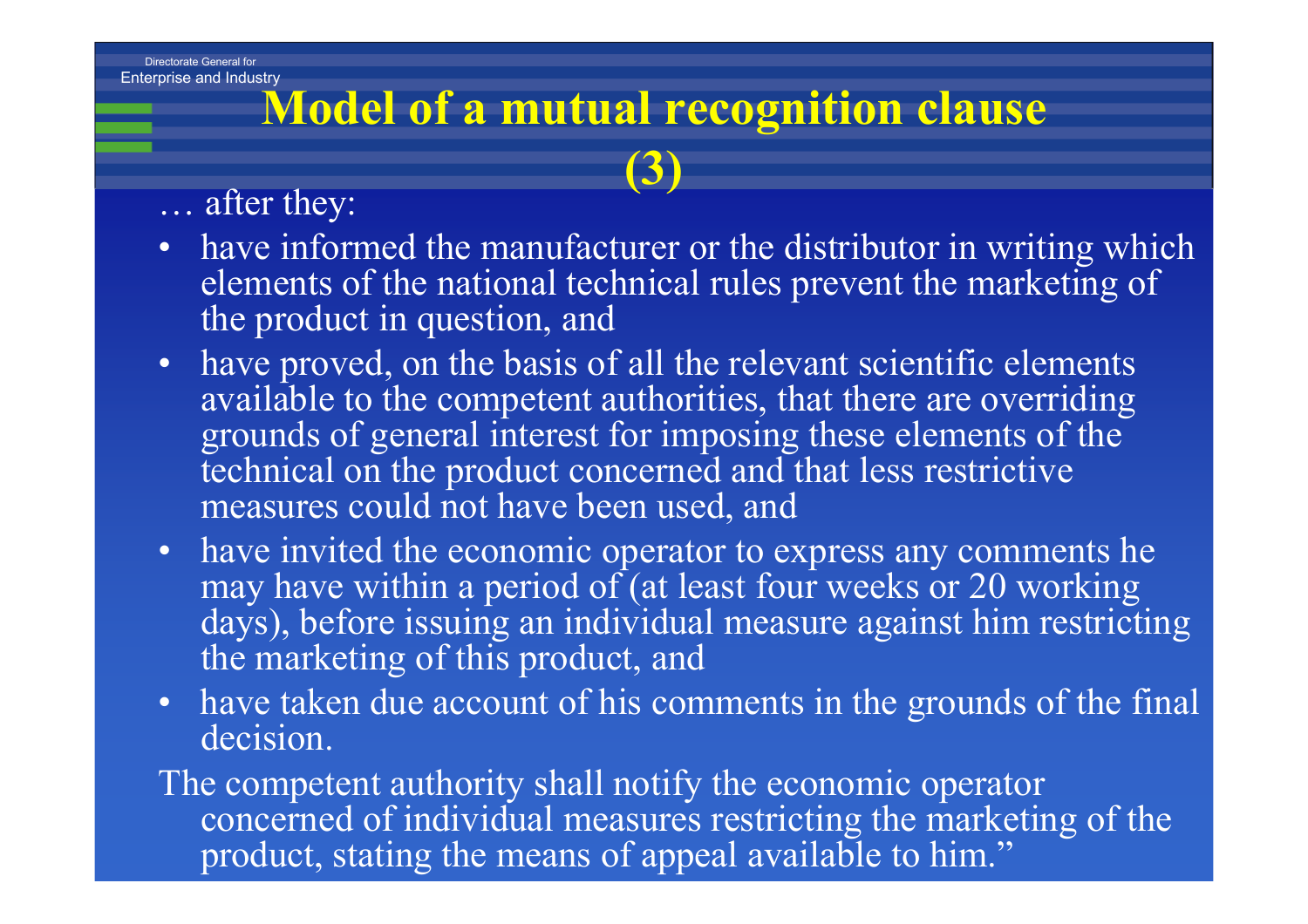# Model of a mutual recognition clause (3)

… after they:

- have informed the manufacturer or the distributor in writing which elements of the national technical rules prevent the marketing of the product in question, and
- have proved, on the basis of all the relevant scientific elements available to the competent authorities, that there are overriding grounds of general interest for imposing these elements of the technical on the product concerned and that less restrictive measures could not have been used, and
- have invited the economic operator to express any comments he may have within a period of (at least four weeks or 20 working days), before issuing an individual measure against him restricting the marketing of this product, and
- have taken due account of his comments in the grounds of the final decision.

The competent authority shall notify the economic operator concerned of individual measures restricting the marketing of the product, stating the means of appeal available to him."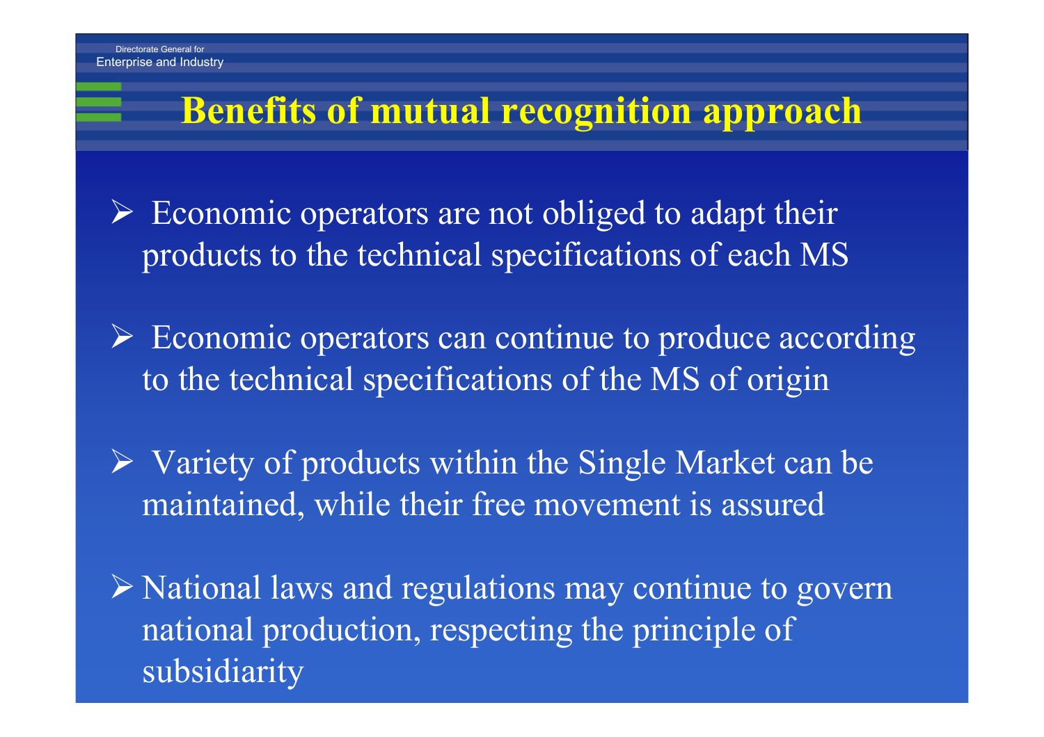# Benefits of mutual recognition approach

- Economic operators are not obliged to adapt their products to the technical specifications of each MS
- Economic operators can continue to produce according to the technical specifications of the MS of origin
- Variety of products within the Single Market can be maintained, while their free movement is assured
- National laws and regulations may continue to govern national production, respecting the principle of subsidiarity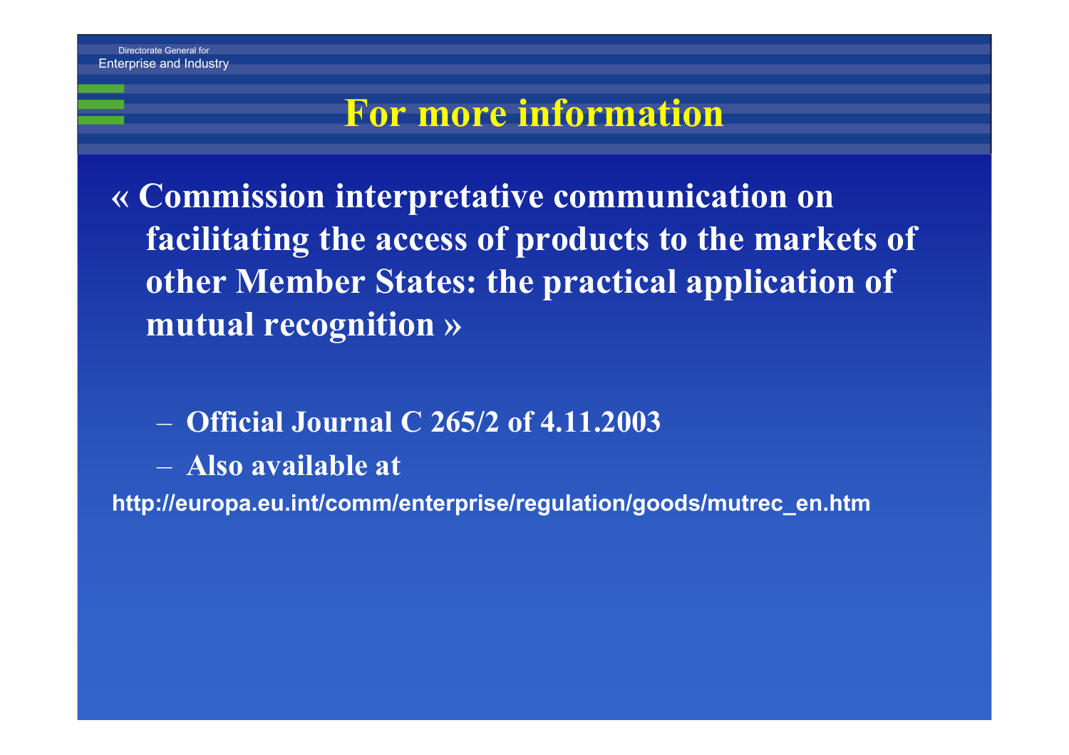# For more information

« Commission interpretative communication on facilitating the access of products to the markets of other Member States: the practical application of mutual recognition »

- Official Journal C 265/2 of 4.11.2003
- Also available at

http://europa.eu.int/comm/enterprise/regulation/goods/mutrec_en.htm